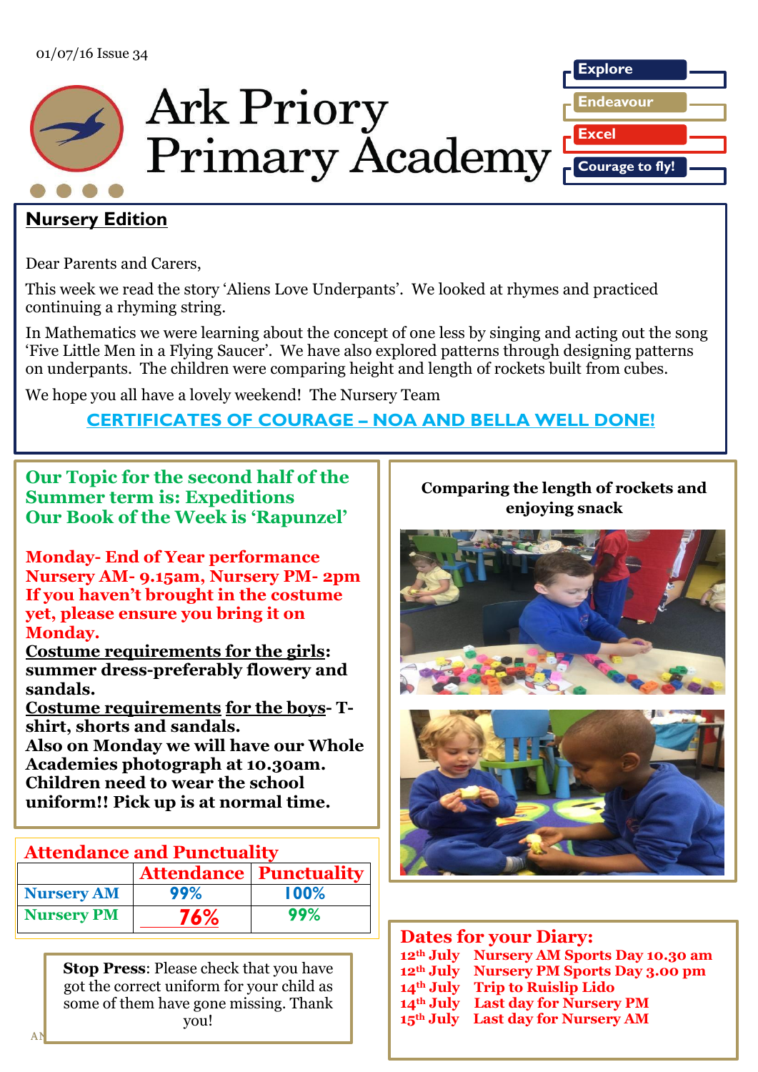01/07/16 Issue 34

# Ark Priory Primary Academy

Explore
Endeavour
Excel
Courage to fly!

## Nursery Edition

Dear Parents and Carers,

This week we read the story 'Aliens Love Underpants'. We looked at rhymes and practiced continuing a rhyming string.

In Mathematics we were learning about the concept of one less by singing and acting out the song 'Five Little Men in a Flying Saucer'. We have also explored patterns through designing patterns on underpants. The children were comparing height and length of rockets built from cubes.

We hope you all have a lovely weekend! The Nursery Team

**CERTIFICATES OF COURAGE – NOA AND BELLA WELL DONE!**

### Our Topic for the second half of the Summer term is: Expeditions
### Our Book of the Week is 'Rapunzel'

**Monday- End of Year performance**
**Nursery AM- 9.15am, Nursery PM- 2pm**
**If you haven't brought in the costume yet, please ensure you bring it on Monday.**

**Costume requirements for the girls: summer dress-preferably flowery and sandals.**

**Costume requirements for the boys- T-shirt, shorts and sandals.**

**Also on Monday we will have our Whole Academies photograph at 10.30am. Children need to wear the school uniform!! Pick up is at normal time.**

### Attendance and Punctuality

| | Attendance | Punctuality |
|---|---|---|
| Nursery AM | 99% | 100% |
| Nursery PM | 76% | 99% |

**Stop Press**: Please check that you have got the correct uniform for your child as some of them have gone missing. Thank you!

**Comparing the length of rockets and enjoying snack**

### Dates for your Diary:

- **12th July** Nursery AM Sports Day 10.30 am
- **12th July** Nursery PM Sports Day 3.00 pm
- **14th July** Trip to Ruislip Lido
- **14th July** Last day for Nursery PM
- **15th July** Last day for Nursery AM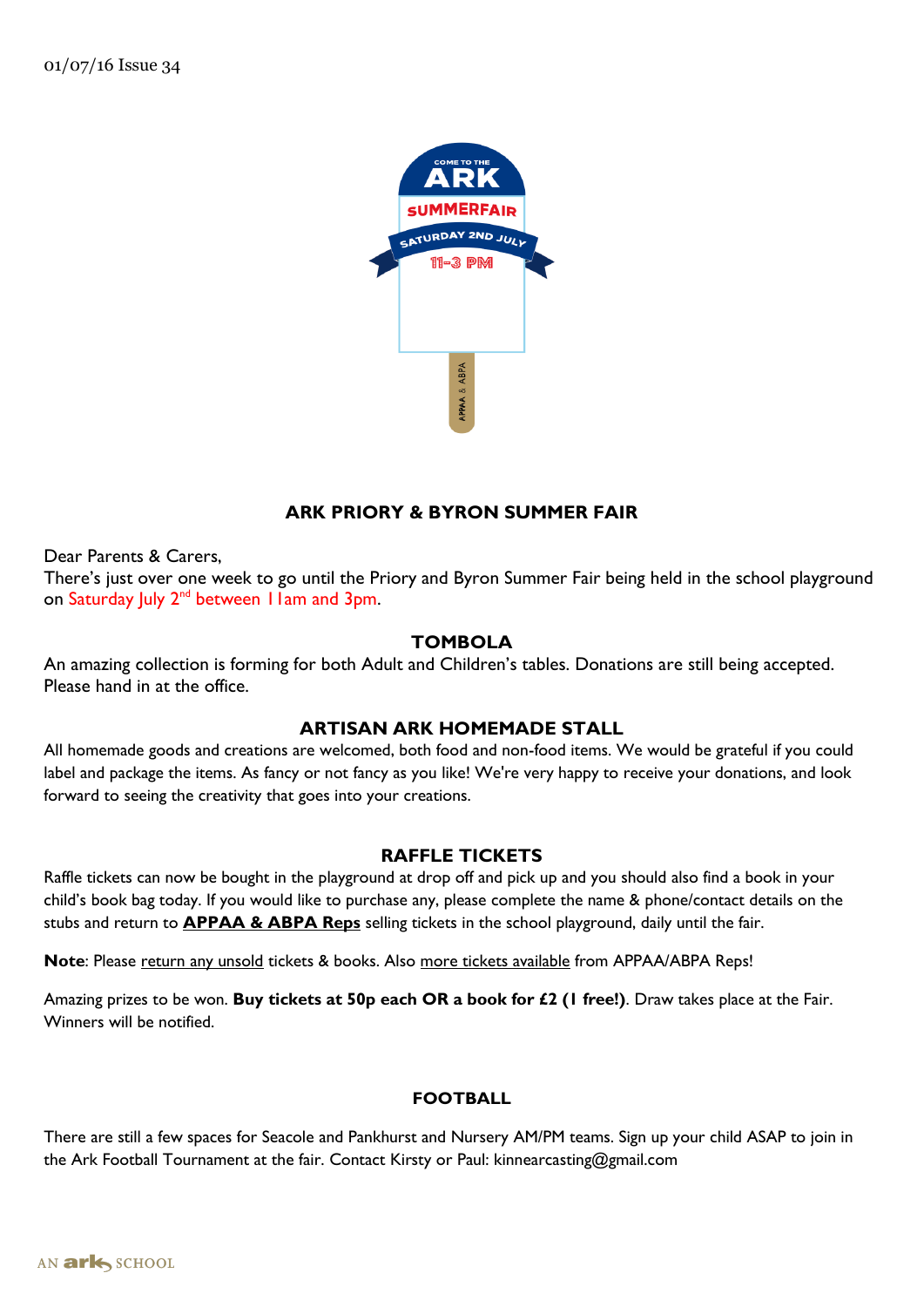01/07/16 Issue 34

## ARK PRIORY & BYRON SUMMER FAIR

Dear Parents & Carers,
There's just over one week to go until the Priory and Byron Summer Fair being held in the school playground on Saturday July 2nd between 11am and 3pm.

### TOMBOLA

An amazing collection is forming for both Adult and Children's tables. Donations are still being accepted. Please hand in at the office.

### ARTISAN ARK HOMEMADE STALL

All homemade goods and creations are welcomed, both food and non-food items. We would be grateful if you could label and package the items. As fancy or not fancy as you like! We're very happy to receive your donations, and look forward to seeing the creativity that goes into your creations.

### RAFFLE TICKETS

Raffle tickets can now be bought in the playground at drop off and pick up and you should also find a book in your child's book bag today. If you would like to purchase any, please complete the name & phone/contact details on the stubs and return to **APPAA & ABPA Reps** selling tickets in the school playground, daily until the fair.

**Note**: Please return any unsold tickets & books. Also more tickets available from APPAA/ABPA Reps!

Amazing prizes to be won. **Buy tickets at 50p each OR a book for £2 (1 free!)**. Draw takes place at the Fair. Winners will be notified.

### FOOTBALL

There are still a few spaces for Seacole and Pankhurst and Nursery AM/PM teams. Sign up your child ASAP to join in the Ark Football Tournament at the fair. Contact Kirsty or Paul: kinnearcasting@gmail.com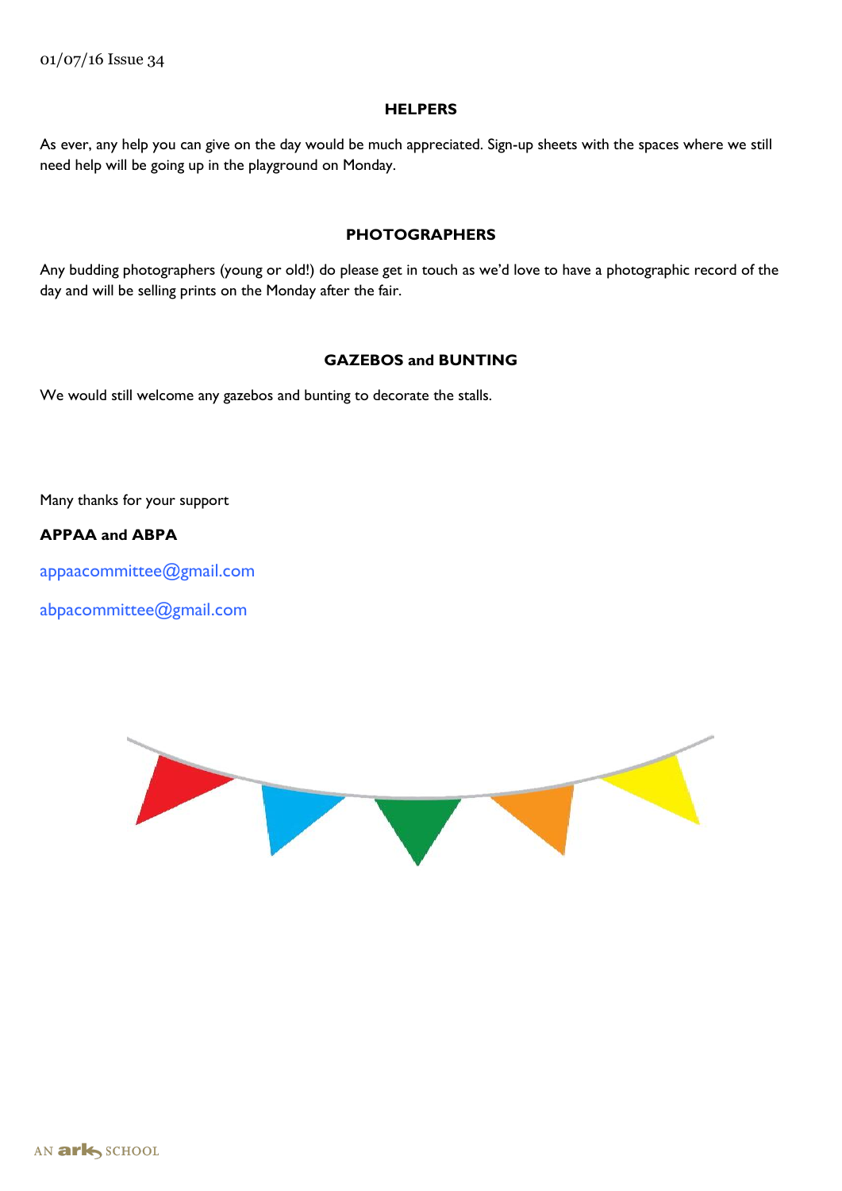01/07/16 Issue 34

## HELPERS

As ever, any help you can give on the day would be much appreciated. Sign-up sheets with the spaces where we still need help will be going up in the playground on Monday.

## PHOTOGRAPHERS

Any budding photographers (young or old!) do please get in touch as we'd love to have a photographic record of the day and will be selling prints on the Monday after the fair.

## GAZEBOS and BUNTING

We would still welcome any gazebos and bunting to decorate the stalls.

Many thanks for your support

**APPAA and ABPA**

appaacommittee@gmail.com

abpacommittee@gmail.com